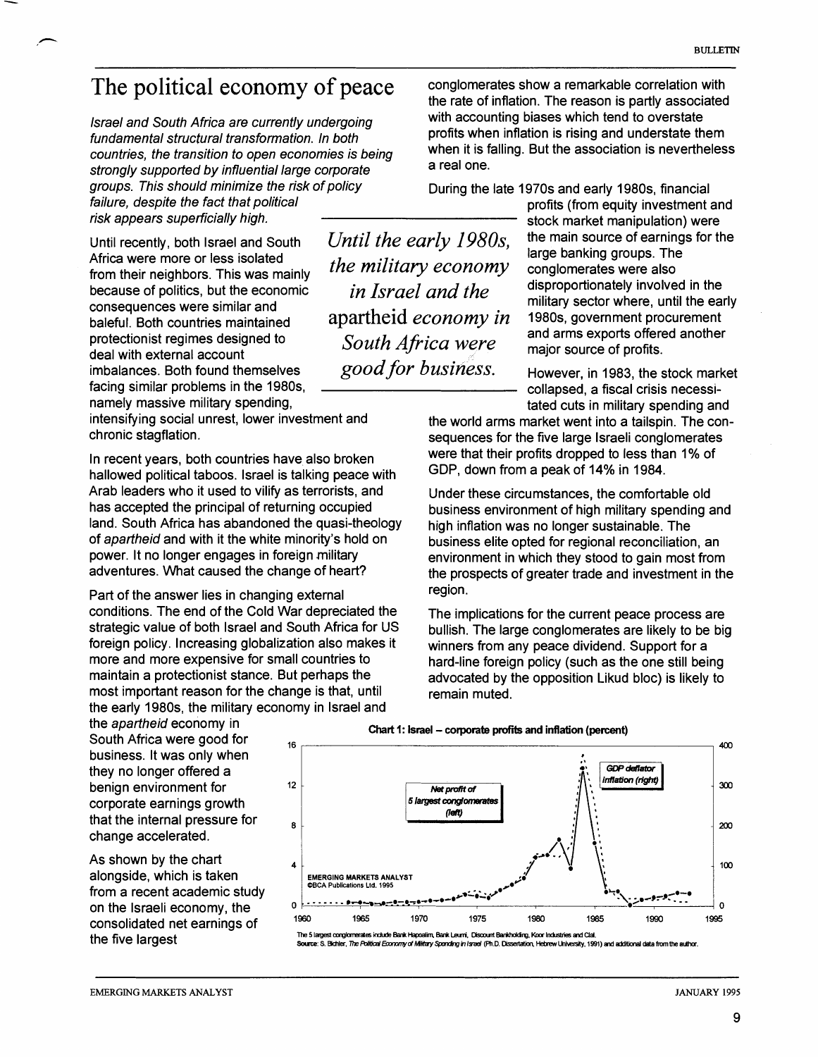# The political economy of peace

*Israel and South Africa are currently undergoing fundamental structural transformation. In both countries, the transition to open economies is being strongly supported by influential large corporate groups. This should minimize the risk of policy failure, despite the fact that political risk appears superficially high.*

Until recently, both Israel and South Africa were more or less isolated from their neighbors. This was mainly because of politics, but the economic consequences were similar and baleful. Both countries maintained protectionist regimes designed to deal with external account imbalances. Both found themselves facing similar problems in the 1980s, namely massive military spending, intensifying social unrest, lower investment and chronic stagflation.

> *Until the early 1980s, the military economy in Israel and the* apartheid *economy in South Africa were good for business.*

In recent years, both countries have also broken hallowed political taboos. Israel is talking peace with Arab leaders who it used to vilify as terrorists, and has accepted the principal of returning occupied land. South Africa has abandoned the quasi-theology of *apartheid* and with it the white minority's hold on power. It no longer engages in foreign military adventures. What caused the change of heart?

Part of the answer lies in changing external conditions. The end of the Cold War depreciated the strategic value of both Israel and South Africa for US foreign policy. Increasing globalization also makes it more and more expensive for small countries to maintain a protectionist stance. But perhaps the most important reason for the change is that, until the early 1980s, the military economy in Israel and the *apartheid* economy in South Africa were good for business. It was only when they no longer offered a benign environment for corporate earnings growth that the internal pressure for change accelerated.

As shown by the chart alongside, which is taken from a recent academic study on the Israeli economy, the consolidated net earnings of the five largest conglomerates show a remarkable correlation with the rate of inflation. The reason is partly associated with accounting biases which tend to overstate profits when inflation is rising and understate them when it is falling. But the association is nevertheless a real one.

During the late 1970s and early 1980s, financial profits (from equity investment and stock market manipulation) were the main source of earnings for the large banking groups. The conglomerates were also disproportionately involved in the military sector where, until the early 1980s, government procurement and arms exports offered another major source of profits.

However, in 1983, the stock market collapsed, a fiscal crisis necessitated cuts in military spending and the world arms market went into a tailspin. The consequences for the five large Israeli conglomerates were that their profits dropped to less than 1% of GDP, down from a peak of 14% in 1984.

Under these circumstances, the comfortable old business environment of high military spending and high inflation was no longer sustainable. The business elite opted for regional reconciliation, an environment in which they stood to gain most from the prospects of greater trade and investment in the region.

The implications for the current peace process are bullish. The large conglomerates are likely to be big winners from any peace dividend. Support for a hard-line foreign policy (such as the one still being advocated by the opposition Likud bloc) is likely to remain muted.

**Chart 1: Israel – corporate profits and inflation (percent)**

Net profit of 5 largest conglomerates (left); GDP deflator inflation (right)

EMERGING MARKETS ANALYST ©BCA Publications Ltd. 1995

The 5 largest conglomerates include Bank Hapoalim, Bank Leumi, Discount Bankholding, Koor Industries and Clal.
Source: S. Bichler, *The Political Economy of Military Spending in Israel* (Ph.D. Dissertation, Hebrew University, 1991) and additional data from the author.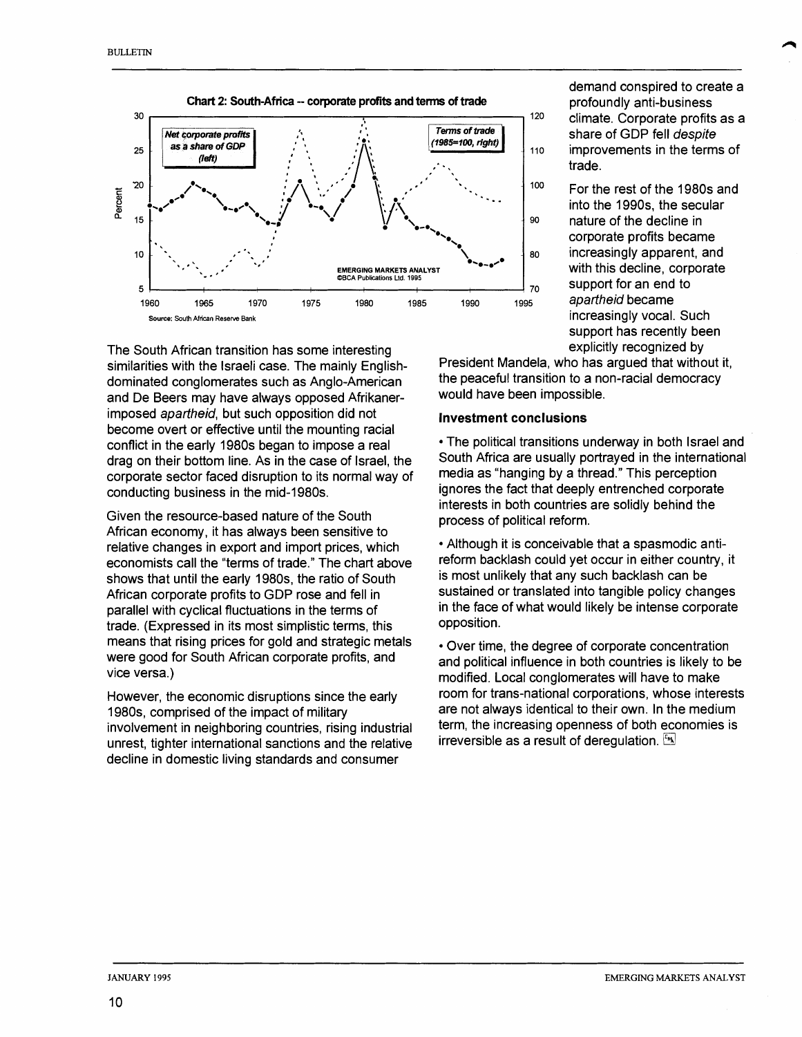**Chart 2: South-Africa -- corporate profits and terms of trade**

Net corporate profits as a share of GDP (left)

Terms of trade (1985=100, right)

Percent

30
25
20
15
10
5

120
110
100
90
80
70

1960 1965 1970 1975 1980 1985 1990 1995

EMERGING MARKETS ANALYST
©BCA Publications Ltd. 1995

Source: South African Reserve Bank

The South African transition has some interesting similarities with the Israeli case. The mainly English-dominated conglomerates such as Anglo-American and De Beers may have always opposed Afrikaner-imposed *apartheid*, but such opposition did not become overt or effective until the mounting racial conflict in the early 1980s began to impose a real drag on their bottom line. As in the case of Israel, the corporate sector faced disruption to its normal way of conducting business in the mid-1980s.

Given the resource-based nature of the South African economy, it has always been sensitive to relative changes in export and import prices, which economists call the "terms of trade." The chart above shows that until the early 1980s, the ratio of South African corporate profits to GDP rose and fell in parallel with cyclical fluctuations in the terms of trade. (Expressed in its most simplistic terms, this means that rising prices for gold and strategic metals were good for South African corporate profits, and vice versa.)

However, the economic disruptions since the early 1980s, comprised of the impact of military involvement in neighboring countries, rising industrial unrest, tighter international sanctions and the relative decline in domestic living standards and consumer demand conspired to create a profoundly anti-business climate. Corporate profits as a share of GDP fell *despite* improvements in the terms of trade.

For the rest of the 1980s and into the 1990s, the secular nature of the decline in corporate profits became increasingly apparent, and with this decline, corporate support for an end to *apartheid* became increasingly vocal. Such support has recently been explicitly recognized by President Mandela, who has argued that without it, the peaceful transition to a non-racial democracy would have been impossible.

### Investment conclusions

- The political transitions underway in both Israel and South Africa are usually portrayed in the international media as "hanging by a thread." This perception ignores the fact that deeply entrenched corporate interests in both countries are solidly behind the process of political reform.

- Although it is conceivable that a spasmodic anti-reform backlash could yet occur in either country, it is most unlikely that any such backlash can be sustained or translated into tangible policy changes in the face of what would likely be intense corporate opposition.

- Over time, the degree of corporate concentration and political influence in both countries is likely to be modified. Local conglomerates will have to make room for trans-national corporations, whose interests are not always identical to their own. In the medium term, the increasing openness of both economies is irreversible as a result of deregulation.